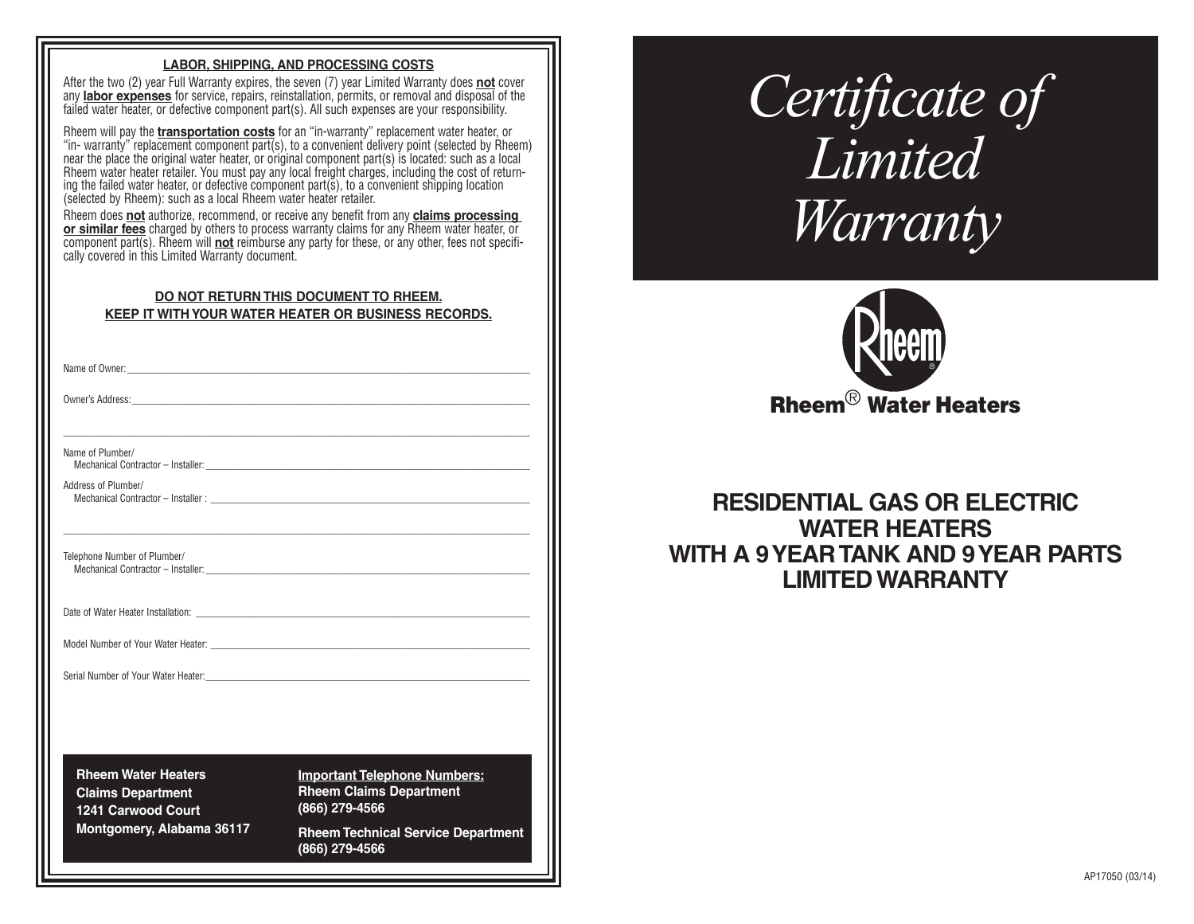### LABOR, SHIPPING, AND PROCESSING COSTS

After the two (2) year Full Warranty expires, the seven (7) year Limited Warranty does **not** cover any **labor expenses** for service, repairs, reinstallation, permits, or removal and disposal of the failed water heater, or defective component part(s). All such expenses are your responsibility.

Rheem will pay the **transportation costs** for an "in-warranty" replacement water heater, or "in- warranty" replacement component part(s), to a convenient delivery point (selected by Rheem) near the place the original water heater, or original component part(s) is located: such as a local Rheem water heater retailer. You must pay any local freight charges, including the cost of returning the failed water heater, or defective component part(s), to a convenient shipping location (selected by Rheem): such as a local Rheem water heater retailer.

Rheem does **not** authorize, recommend, or receive any benefit from any **claims processing or similar fees** charged by others to process warranty claims for any Rheem water heater, or component part(s). Rheem will **not** reimburse any party for these, or any other, fees not specifically covered in this Limited Warranty document.

**DO NOT RETURN THIS DOCUMENT TO RHEEM.**
**KEEP IT WITH YOUR WATER HEATER OR BUSINESS RECORDS.**

Name of Owner: ______________________________

Owner's Address: ______________________________

______________________________

Name of Plumber/
Mechanical Contractor – Installer: ______________________________

Address of Plumber/
Mechanical Contractor – Installer : ______________________________

______________________________

Telephone Number of Plumber/
Mechanical Contractor – Installer: ______________________________

Date of Water Heater Installation: ______________________________

Model Number of Your Water Heater: ______________________________

Serial Number of Your Water Heater: ______________________________

**Rheem Water Heaters**
**Claims Department**
**1241 Carwood Court**
**Montgomery, Alabama 36117**

**Important Telephone Numbers:**
**Rheem Claims Department**
**(866) 279-4566**

**Rheem Technical Service Department**
**(866) 279-4566**

# *Certificate of Limited Warranty*

**Rheem® Water Heaters**

## RESIDENTIAL GAS OR ELECTRIC WATER HEATERS WITH A 9 YEAR TANK AND 9 YEAR PARTS LIMITED WARRANTY

AP17050 (03/14)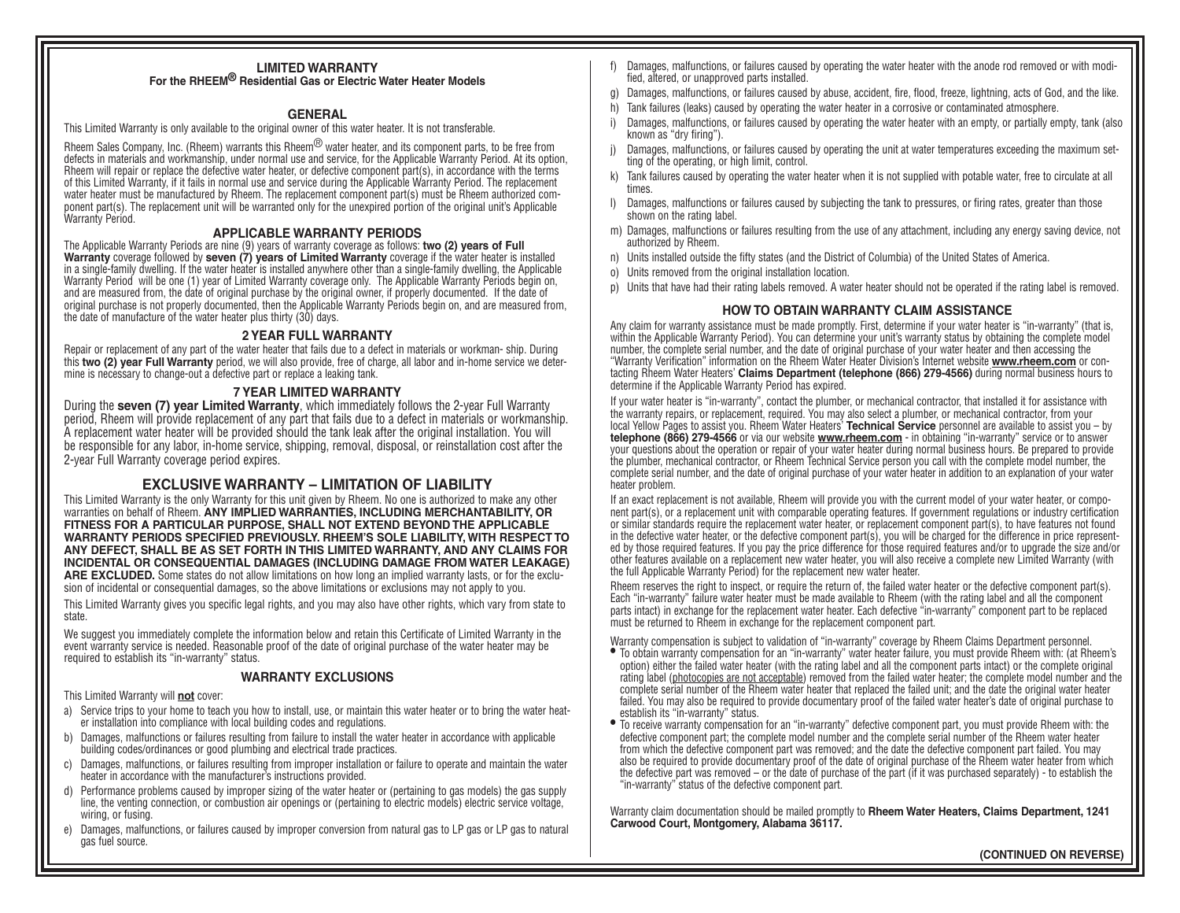## LIMITED WARRANTY

**For the RHEEM® Residential Gas or Electric Water Heater Models**

### GENERAL

This Limited Warranty is only available to the original owner of this water heater. It is not transferable.

Rheem Sales Company, Inc. (Rheem) warrants this Rheem® water heater, and its component parts, to be free from defects in materials and workmanship, under normal use and service, for the Applicable Warranty Period. At its option, Rheem will repair or replace the defective water heater, or defective component part(s), in accordance with the terms of this Limited Warranty, if it fails in normal use and service during the Applicable Warranty Period. The replacement water heater must be manufactured by Rheem. The replacement component part(s) must be Rheem authorized component part(s). The replacement unit will be warranted only for the unexpired portion of the original unit's Applicable Warranty Period.

### APPLICABLE WARRANTY PERIODS

The Applicable Warranty Periods are nine (9) years of warranty coverage as follows: **two (2) years of Full Warranty** coverage followed by **seven (7) years of Limited Warranty** coverage if the water heater is installed in a single-family dwelling. If the water heater is installed anywhere other than a single-family dwelling, the Applicable Warranty Period will be one (1) year of Limited Warranty coverage only. The Applicable Warranty Periods begin on, and are measured from, the date of original purchase by the original owner, if properly documented. If the date of original purchase is not properly documented, then the Applicable Warranty Periods begin on, and are measured from, the date of manufacture of the water heater plus thirty (30) days.

### 2 YEAR FULL WARRANTY

Repair or replacement of any part of the water heater that fails due to a defect in materials or workman- ship. During this **two (2) year Full Warranty** period, we will also provide, free of charge, all labor and in-home service we determine is necessary to change-out a defective part or replace a leaking tank.

### 7 YEAR LIMITED WARRANTY

During the **seven (7) year Limited Warranty**, which immediately follows the 2-year Full Warranty period, Rheem will provide replacement of any part that fails due to a defect in materials or workmanship. A replacement water heater will be provided should the tank leak after the original installation. You will be responsible for any labor, in-home service, shipping, removal, disposal, or reinstallation cost after the 2-year Full Warranty coverage period expires.

### EXCLUSIVE WARRANTY – LIMITATION OF LIABILITY

This Limited Warranty is the only Warranty for this unit given by Rheem. No one is authorized to make any other warranties on behalf of Rheem. **ANY IMPLIED WARRANTIES, INCLUDING MERCHANTABILITY, OR FITNESS FOR A PARTICULAR PURPOSE, SHALL NOT EXTEND BEYOND THE APPLICABLE WARRANTY PERIODS SPECIFIED PREVIOUSLY. RHEEM'S SOLE LIABILITY, WITH RESPECT TO ANY DEFECT, SHALL BE AS SET FORTH IN THIS LIMITED WARRANTY, AND ANY CLAIMS FOR INCIDENTAL OR CONSEQUENTIAL DAMAGES (INCLUDING DAMAGE FROM WATER LEAKAGE) ARE EXCLUDED.** Some states do not allow limitations on how long an implied warranty lasts, or for the exclusion of incidental or consequential damages, so the above limitations or exclusions may not apply to you.

This Limited Warranty gives you specific legal rights, and you may also have other rights, which vary from state to state.

We suggest you immediately complete the information below and retain this Certificate of Limited Warranty in the event warranty service is needed. Reasonable proof of the date of original purchase of the water heater may be required to establish its "in-warranty" status.

### WARRANTY EXCLUSIONS

This Limited Warranty will **not** cover:

a) Service trips to your home to teach you how to install, use, or maintain this water heater or to bring the water heater installation into compliance with local building codes and regulations.
b) Damages, malfunctions or failures resulting from failure to install the water heater in accordance with applicable building codes/ordinances or good plumbing and electrical trade practices.
c) Damages, malfunctions, or failures resulting from improper installation or failure to operate and maintain the water heater in accordance with the manufacturer's instructions provided.
d) Performance problems caused by improper sizing of the water heater or (pertaining to gas models) the gas supply line, the venting connection, or combustion air openings or (pertaining to electric models) electric service voltage, wiring, or fusing.
e) Damages, malfunctions, or failures caused by improper conversion from natural gas to LP gas or LP gas to natural gas fuel source.
f) Damages, malfunctions, or failures caused by operating the water heater with the anode rod removed or with modified, altered, or unapproved parts installed.
g) Damages, malfunctions, or failures caused by abuse, accident, fire, flood, freeze, lightning, acts of God, and the like.
h) Tank failures (leaks) caused by operating the water heater in a corrosive or contaminated atmosphere.
i) Damages, malfunctions, or failures caused by operating the water heater with an empty, or partially empty, tank (also known as "dry firing").
j) Damages, malfunctions, or failures caused by operating the unit at water temperatures exceeding the maximum setting of the operating, or high limit, control.
k) Tank failures caused by operating the water heater when it is not supplied with potable water, free to circulate at all times.
l) Damages, malfunctions or failures caused by subjecting the tank to pressures, or firing rates, greater than those shown on the rating label.
m) Damages, malfunctions or failures resulting from the use of any attachment, including any energy saving device, not authorized by Rheem.
n) Units installed outside the fifty states (and the District of Columbia) of the United States of America.
o) Units removed from the original installation location.
p) Units that have had their rating labels removed. A water heater should not be operated if the rating label is removed.

### HOW TO OBTAIN WARRANTY CLAIM ASSISTANCE

Any claim for warranty assistance must be made promptly. First, determine if your water heater is "in-warranty" (that is, within the Applicable Warranty Period). You can determine your unit's warranty status by obtaining the complete model number, the complete serial number, and the date of original purchase of your water heater and then accessing the "Warranty Verification" information on the Rheem Water Heater Division's Internet website **www.rheem.com** or contacting Rheem Water Heaters' **Claims Department (telephone (866) 279-4566)** during normal business hours to determine if the Applicable Warranty Period has expired.

If your water heater is "in-warranty", contact the plumber, or mechanical contractor, that installed it for assistance with the warranty repairs, or replacement, required. You may also select a plumber, or mechanical contractor, from your local Yellow Pages to assist you. Rheem Water Heaters' **Technical Service** personnel are available to assist you – by **telephone (866) 279-4566** or via our website **www.rheem.com** - in obtaining "in-warranty" service or to answer your questions about the operation or repair of your water heater during normal business hours. Be prepared to provide the plumber, mechanical contractor, or Rheem Technical Service person you call with the complete model number, the complete serial number, and the date of original purchase of your water heater in addition to an explanation of your water heater problem.

If an exact replacement is not available, Rheem will provide you with the current model of your water heater, or component part(s), or a replacement unit with comparable operating features. If government regulations or industry certification or similar standards require the replacement water heater, or replacement component part(s), to have features not found in the defective water heater, or the defective component part(s), you will be charged for the difference in price represented by those required features. If you pay the price difference for those required features and/or to upgrade the size and/or other features available on a replacement new water heater, you will also receive a complete new Limited Warranty (with the full Applicable Warranty Period) for the replacement new water heater.

Rheem reserves the right to inspect, or require the return of, the failed water heater or the defective component part(s). Each "in-warranty" failure water heater must be made available to Rheem (with the rating label and all the component parts intact) in exchange for the replacement water heater. Each defective "in-warranty" component part to be replaced must be returned to Rheem in exchange for the replacement component part.

Warranty compensation is subject to validation of "in-warranty" coverage by Rheem Claims Department personnel.

- To obtain warranty compensation for an "in-warranty" water heater failure, you must provide Rheem with: (at Rheem's option) either the failed water heater (with the rating label and all the component parts intact) or the complete original rating label (photocopies are not acceptable) removed from the failed water heater; the complete model number and the complete serial number of the Rheem water heater that replaced the failed unit; and the date the original water heater failed. You may also be required to provide documentary proof of the failed water heater's date of original purchase to establish its "in-warranty" status.
- To receive warranty compensation for an "in-warranty" defective component part, you must provide Rheem with: the defective component part; the complete model number and the complete serial number of the Rheem water heater from which the defective component part was removed; and the date the defective component part failed. You may also be required to provide documentary proof of the date of original purchase of the Rheem water heater from which the defective part was removed – or the date of purchase of the part (if it was purchased separately) - to establish the "in-warranty" status of the defective component part.

Warranty claim documentation should be mailed promptly to **Rheem Water Heaters, Claims Department, 1241 Carwood Court, Montgomery, Alabama 36117.**

**(CONTINUED ON REVERSE)**